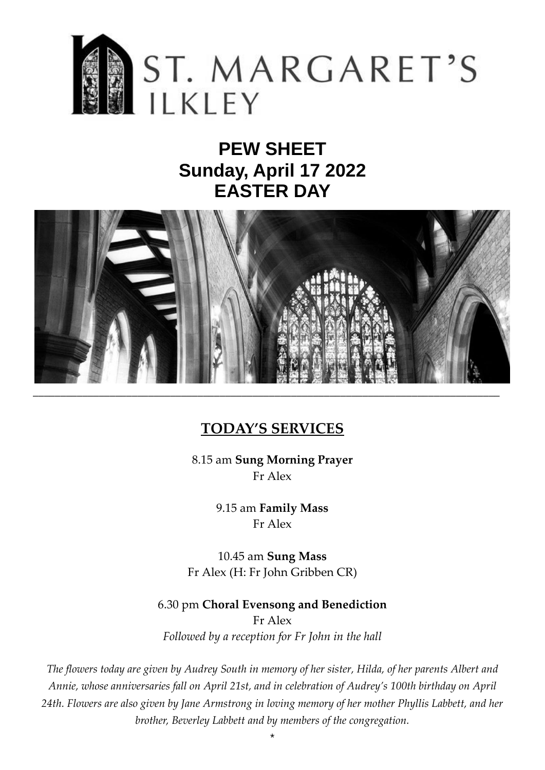# ST. MARGARET'S ILKLEY

## PEW SHEET
## Sunday, April 17 2022
## EASTER DAY

---

## TODAY'S SERVICES

8.15 am **Sung Morning Prayer**
Fr Alex

9.15 am **Family Mass**
Fr Alex

10.45 am **Sung Mass**
Fr Alex (H: Fr John Gribben CR)

6.30 pm **Choral Evensong and Benediction**
Fr Alex
*Followed by a reception for Fr John in the hall*

*The flowers today are given by Audrey South in memory of her sister, Hilda, of her parents Albert and Annie, whose anniversaries fall on April 21st, and in celebration of Audrey's 100th birthday on April 24th. Flowers are also given by Jane Armstrong in loving memory of her mother Phyllis Labbett, and her brother, Beverley Labbett and by members of the congregation.*

*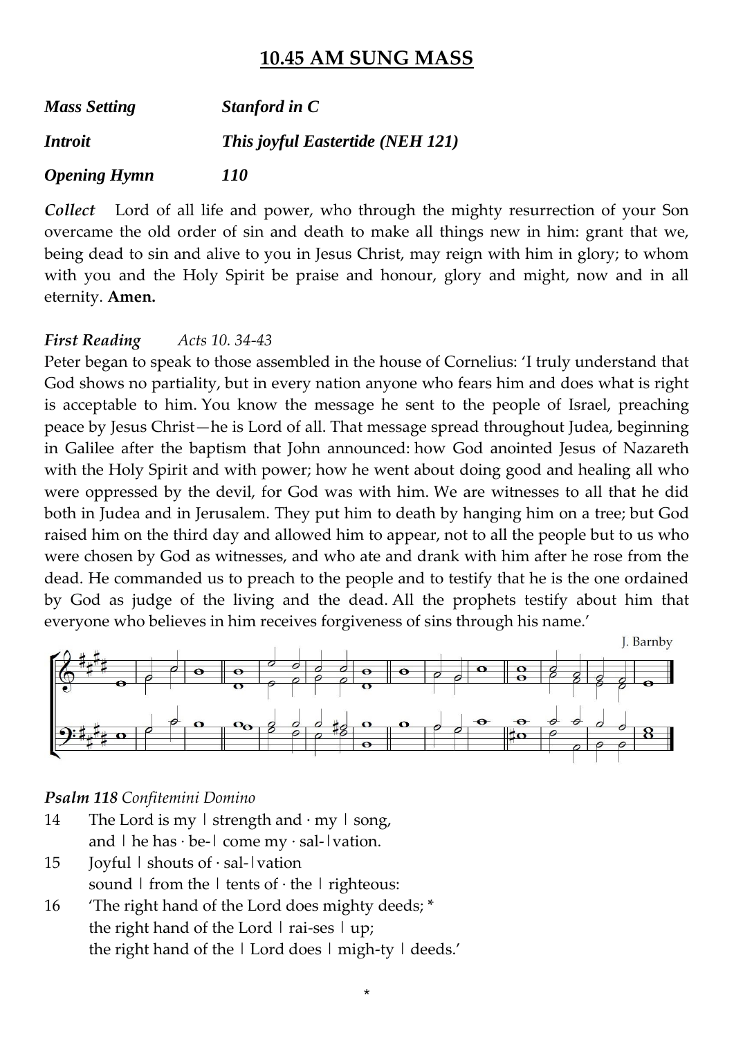## 10.45 AM SUNG MASS

***Mass Setting*** ***Stanford in C***

***Introit*** ***This joyful Eastertide (NEH 121)***

***Opening Hymn*** ***110***

***Collect*** Lord of all life and power, who through the mighty resurrection of your Son overcame the old order of sin and death to make all things new in him: grant that we, being dead to sin and alive to you in Jesus Christ, may reign with him in glory; to whom with you and the Holy Spirit be praise and honour, glory and might, now and in all eternity. **Amen.**

***First Reading*** *Acts 10. 34-43*

Peter began to speak to those assembled in the house of Cornelius: 'I truly understand that God shows no partiality, but in every nation anyone who fears him and does what is right is acceptable to him. You know the message he sent to the people of Israel, preaching peace by Jesus Christ—he is Lord of all. That message spread throughout Judea, beginning in Galilee after the baptism that John announced: how God anointed Jesus of Nazareth with the Holy Spirit and with power; how he went about doing good and healing all who were oppressed by the devil, for God was with him. We are witnesses to all that he did both in Judea and in Jerusalem. They put him to death by hanging him on a tree; but God raised him on the third day and allowed him to appear, not to all the people but to us who were chosen by God as witnesses, and who ate and drank with him after he rose from the dead. He commanded us to preach to the people and to testify that he is the one ordained by God as judge of the living and the dead. All the prophets testify about him that everyone who believes in him receives forgiveness of sins through his name.'

J. Barnby

***Psalm 118*** *Confitemini Domino*

14 The Lord is my ǀ strength and · my ǀ song,
and ǀ he has · be-ǀ come my · sal-ǀvation.

15 Joyful ǀ shouts of · sal-ǀvation
sound ǀ from the ǀ tents of · the ǀ righteous:

16 'The right hand of the Lord does mighty deeds; *
the right hand of the Lord ǀ rai-ses ǀ up;
the right hand of the ǀ Lord does ǀ migh-ty ǀ deeds.'

*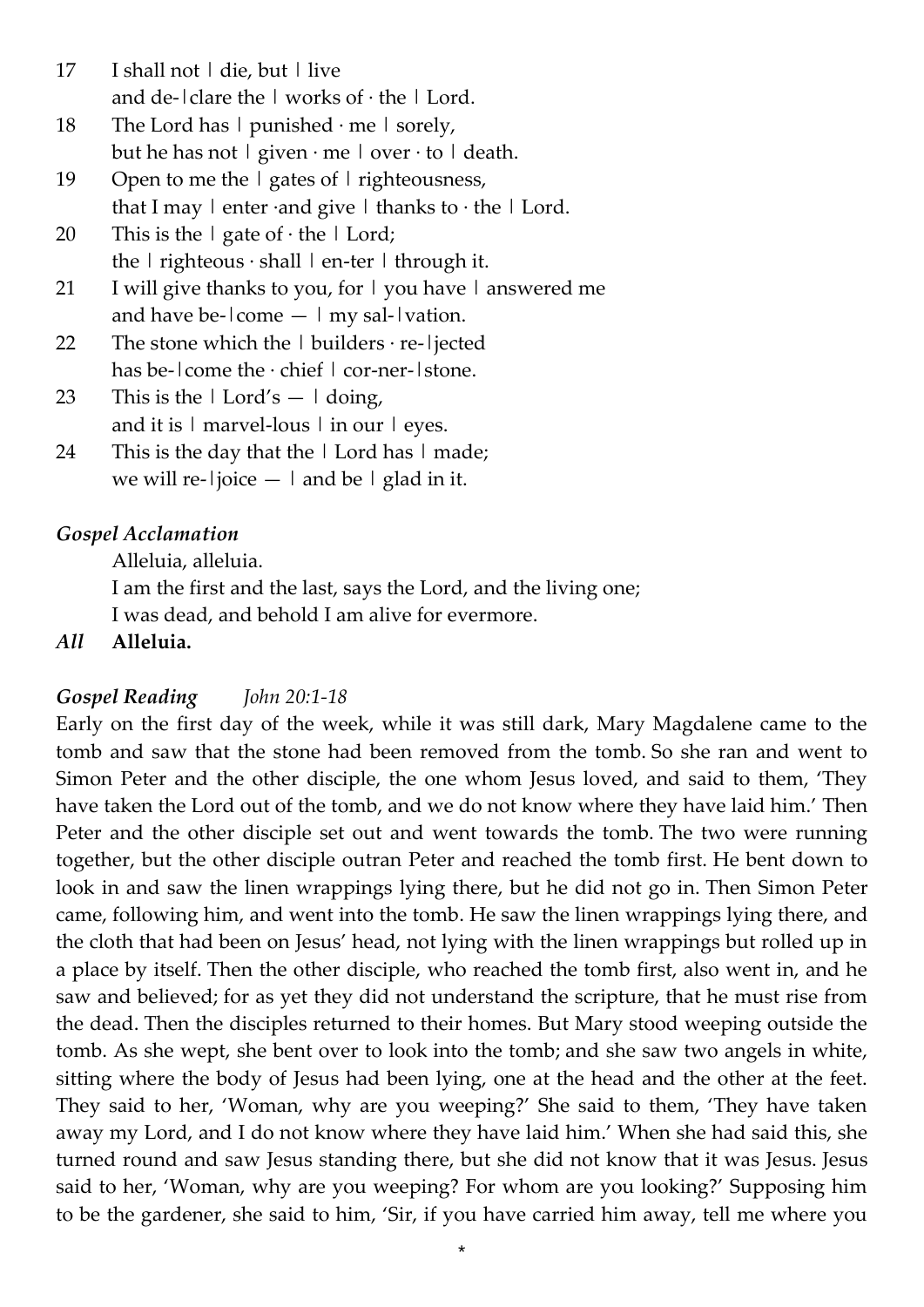17 I shall not | die, but | live
and de-|clare the | works of · the | Lord.

18 The Lord has | punished · me | sorely,
but he has not | given · me | over · to | death.

19 Open to me the | gates of | righteousness,
that I may | enter ·and give | thanks to · the | Lord.

20 This is the | gate of · the | Lord;
the | righteous · shall | en-ter | through it.

21 I will give thanks to you, for | you have | answered me
and have be-|come — | my sal-|vation.

22 The stone which the | builders · re-|jected
has be-|come the · chief | cor-ner-|stone.

23 This is the | Lord's — | doing,
and it is | marvel-lous | in our | eyes.

24 This is the day that the | Lord has | made;
we will re-|joice — | and be | glad in it.

***Gospel Acclamation***

Alleluia, alleluia.
I am the first and the last, says the Lord, and the living one;
I was dead, and behold I am alive for evermore.

*All* **Alleluia.**

***Gospel Reading*** *John 20:1-18*

Early on the first day of the week, while it was still dark, Mary Magdalene came to the tomb and saw that the stone had been removed from the tomb. So she ran and went to Simon Peter and the other disciple, the one whom Jesus loved, and said to them, 'They have taken the Lord out of the tomb, and we do not know where they have laid him.' Then Peter and the other disciple set out and went towards the tomb. The two were running together, but the other disciple outran Peter and reached the tomb first. He bent down to look in and saw the linen wrappings lying there, but he did not go in. Then Simon Peter came, following him, and went into the tomb. He saw the linen wrappings lying there, and the cloth that had been on Jesus' head, not lying with the linen wrappings but rolled up in a place by itself. Then the other disciple, who reached the tomb first, also went in, and he saw and believed; for as yet they did not understand the scripture, that he must rise from the dead. Then the disciples returned to their homes. But Mary stood weeping outside the tomb. As she wept, she bent over to look into the tomb; and she saw two angels in white, sitting where the body of Jesus had been lying, one at the head and the other at the feet. They said to her, 'Woman, why are you weeping?' She said to them, 'They have taken away my Lord, and I do not know where they have laid him.' When she had said this, she turned round and saw Jesus standing there, but she did not know that it was Jesus. Jesus said to her, 'Woman, why are you weeping? For whom are you looking?' Supposing him to be the gardener, she said to him, 'Sir, if you have carried him away, tell me where you

*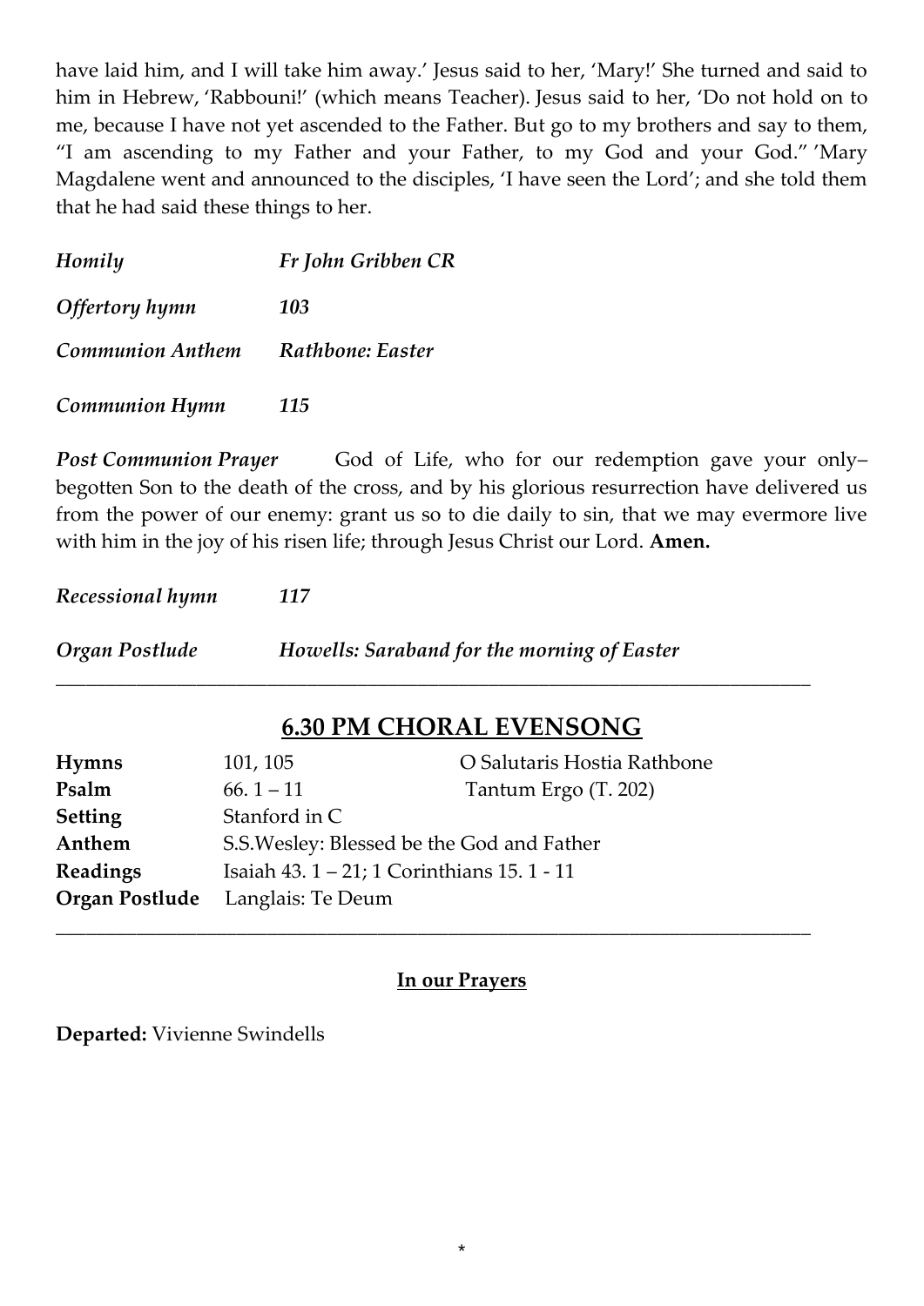have laid him, and I will take him away.' Jesus said to her, 'Mary!' She turned and said to him in Hebrew, 'Rabbouni!' (which means Teacher). Jesus said to her, 'Do not hold on to me, because I have not yet ascended to the Father. But go to my brothers and say to them, "I am ascending to my Father and your Father, to my God and your God." 'Mary Magdalene went and announced to the disciples, 'I have seen the Lord'; and she told them that he had said these things to her.

***Homily*** ***Fr John Gribben CR***

***Offertory hymn*** ***103***

***Communion Anthem*** ***Rathbone: Easter***

***Communion Hymn*** ***115***

***Post Communion Prayer*** God of Life, who for our redemption gave your only–begotten Son to the death of the cross, and by his glorious resurrection have delivered us from the power of our enemy: grant us so to die daily to sin, that we may evermore live with him in the joy of his risen life; through Jesus Christ our Lord. **Amen.**

***Recessional hymn*** ***117***

***Organ Postlude*** ***Howells: Saraband for the morning of Easter***

---

## 6.30 PM CHORAL EVENSONG

| | | |
|---|---|---|
| **Hymns** | 101, 105 | O Salutaris Hostia Rathbone |
| **Psalm** | 66. 1 – 11 | Tantum Ergo (T. 202) |
| **Setting** | Stanford in C | |
| **Anthem** | S.S.Wesley: Blessed be the God and Father | |
| **Readings** | Isaiah 43. 1 – 21; 1 Corinthians 15. 1 - 11 | |
| **Organ Postlude** | Langlais: Te Deum | |

---

**In our Prayers**

**Departed:** Vivienne Swindells

*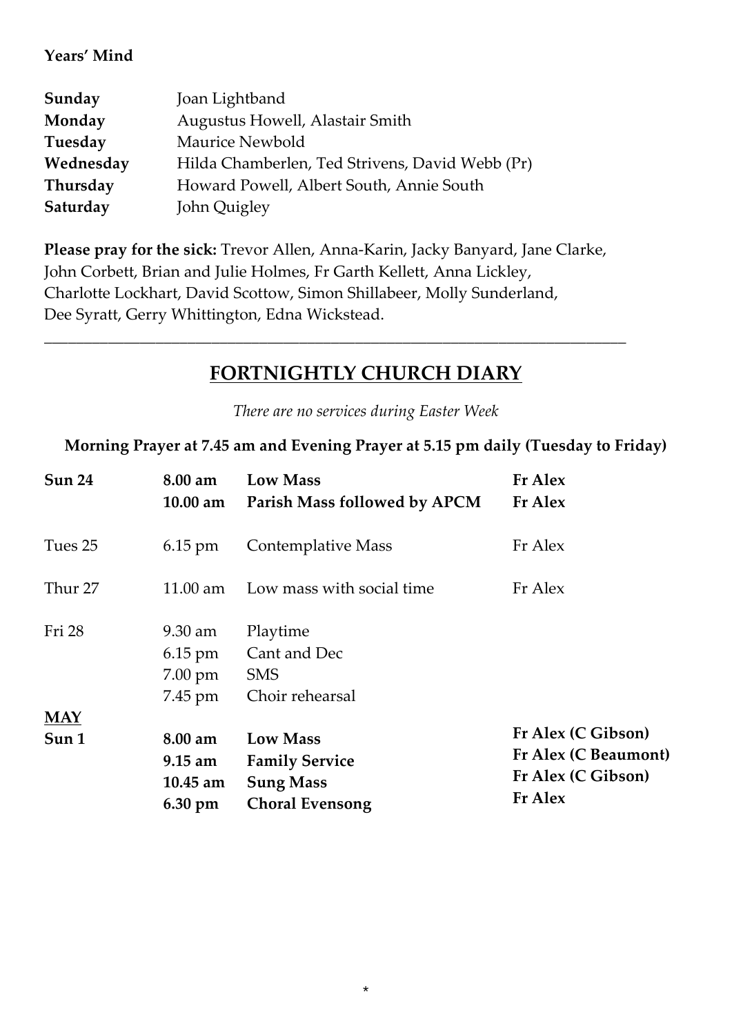**Years' Mind**

| | |
|---|---|
| **Sunday** | Joan Lightband |
| **Monday** | Augustus Howell, Alastair Smith |
| **Tuesday** | Maurice Newbold |
| **Wednesday** | Hilda Chamberlen, Ted Strivens, David Webb (Pr) |
| **Thursday** | Howard Powell, Albert South, Annie South |
| **Saturday** | John Quigley |

**Please pray for the sick:** Trevor Allen, Anna-Karin, Jacky Banyard, Jane Clarke, John Corbett, Brian and Julie Holmes, Fr Garth Kellett, Anna Lickley, Charlotte Lockhart, David Scottow, Simon Shillabeer, Molly Sunderland, Dee Syratt, Gerry Whittington, Edna Wickstead.

---

## FORTNIGHTLY CHURCH DIARY

*There are no services during Easter Week*

**Morning Prayer at 7.45 am and Evening Prayer at 5.15 pm daily (Tuesday to Friday)**

| | | | |
|---|---|---|---|
| **Sun 24** | **8.00 am** | **Low Mass** | **Fr Alex** |
| | **10.00 am** | **Parish Mass followed by APCM** | **Fr Alex** |
| Tues 25 | 6.15 pm | Contemplative Mass | Fr Alex |
| Thur 27 | 11.00 am | Low mass with social time | Fr Alex |
| Fri 28 | 9.30 am | Playtime | |
| | 6.15 pm | Cant and Dec | |
| | 7.00 pm | SMS | |
| | 7.45 pm | Choir rehearsal | |
| **MAY** | | | |
| **Sun 1** | **8.00 am** | **Low Mass** | **Fr Alex (C Gibson)** |
| | **9.15 am** | **Family Service** | **Fr Alex (C Beaumont)** |
| | **10.45 am** | **Sung Mass** | **Fr Alex (C Gibson)** |
| | **6.30 pm** | **Choral Evensong** | **Fr Alex** |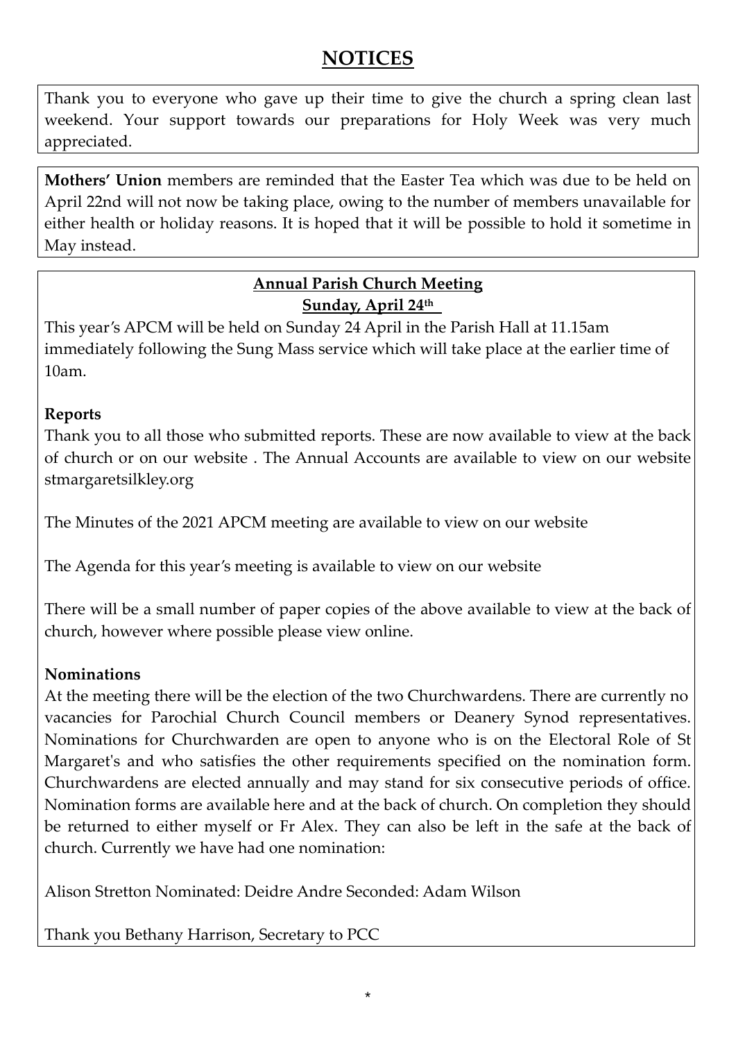# NOTICES

Thank you to everyone who gave up their time to give the church a spring clean last weekend. Your support towards our preparations for Holy Week was very much appreciated.

**Mothers' Union** members are reminded that the Easter Tea which was due to be held on April 22nd will not now be taking place, owing to the number of members unavailable for either health or holiday reasons. It is hoped that it will be possible to hold it sometime in May instead.

## Annual Parish Church Meeting

**Sunday, April 24th**

This year's APCM will be held on Sunday 24 April in the Parish Hall at 11.15am immediately following the Sung Mass service which will take place at the earlier time of 10am.

**Reports**

Thank you to all those who submitted reports. These are now available to view at the back of church or on our website . The Annual Accounts are available to view on our website stmargaretsilkley.org

The Minutes of the 2021 APCM meeting are available to view on our website

The Agenda for this year's meeting is available to view on our website

There will be a small number of paper copies of the above available to view at the back of church, however where possible please view online.

**Nominations**

At the meeting there will be the election of the two Churchwardens. There are currently no vacancies for Parochial Church Council members or Deanery Synod representatives. Nominations for Churchwarden are open to anyone who is on the Electoral Role of St Margaret's and who satisfies the other requirements specified on the nomination form. Churchwardens are elected annually and may stand for six consecutive periods of office. Nomination forms are available here and at the back of church. On completion they should be returned to either myself or Fr Alex. They can also be left in the safe at the back of church. Currently we have had one nomination:

Alison Stretton Nominated: Deidre Andre Seconded: Adam Wilson

Thank you Bethany Harrison, Secretary to PCC

*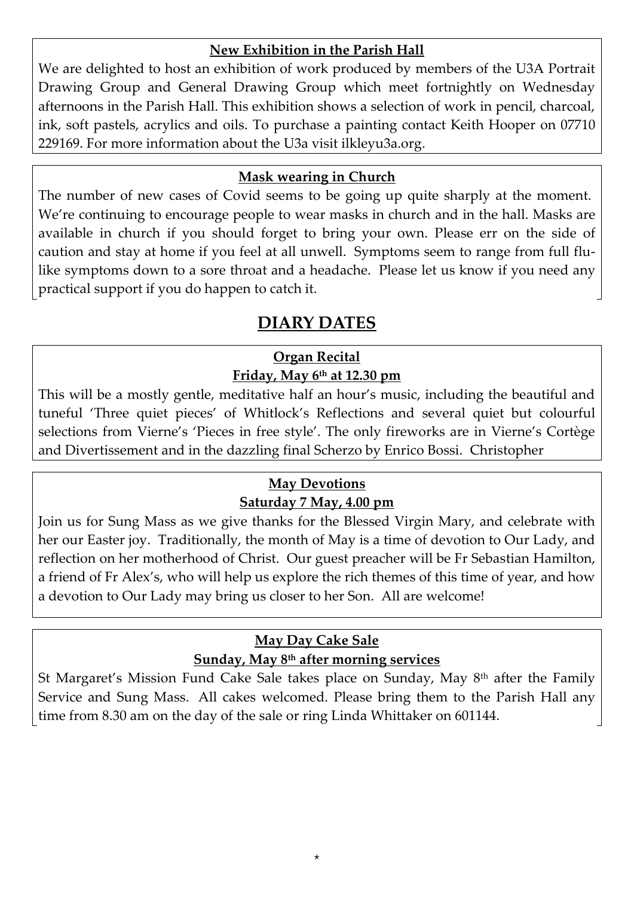**New Exhibition in the Parish Hall**

We are delighted to host an exhibition of work produced by members of the U3A Portrait Drawing Group and General Drawing Group which meet fortnightly on Wednesday afternoons in the Parish Hall. This exhibition shows a selection of work in pencil, charcoal, ink, soft pastels, acrylics and oils. To purchase a painting contact Keith Hooper on 07710 229169. For more information about the U3a visit ilkleyu3a.org.

**Mask wearing in Church**

The number of new cases of Covid seems to be going up quite sharply at the moment. We're continuing to encourage people to wear masks in church and in the hall. Masks are available in church if you should forget to bring your own. Please err on the side of caution and stay at home if you feel at all unwell. Symptoms seem to range from full flu-like symptoms down to a sore throat and a headache. Please let us know if you need any practical support if you do happen to catch it.

## DIARY DATES

**Organ Recital**
**Friday, May 6th at 12.30 pm**

This will be a mostly gentle, meditative half an hour's music, including the beautiful and tuneful 'Three quiet pieces' of Whitlock's Reflections and several quiet but colourful selections from Vierne's 'Pieces in free style'. The only fireworks are in Vierne's Cortège and Divertissement and in the dazzling final Scherzo by Enrico Bossi. Christopher

**May Devotions**
**Saturday 7 May, 4.00 pm**

Join us for Sung Mass as we give thanks for the Blessed Virgin Mary, and celebrate with her our Easter joy. Traditionally, the month of May is a time of devotion to Our Lady, and reflection on her motherhood of Christ. Our guest preacher will be Fr Sebastian Hamilton, a friend of Fr Alex's, who will help us explore the rich themes of this time of year, and how a devotion to Our Lady may bring us closer to her Son. All are welcome!

**May Day Cake Sale**
**Sunday, May 8th after morning services**

St Margaret's Mission Fund Cake Sale takes place on Sunday, May 8th after the Family Service and Sung Mass. All cakes welcomed. Please bring them to the Parish Hall any time from 8.30 am on the day of the sale or ring Linda Whittaker on 601144.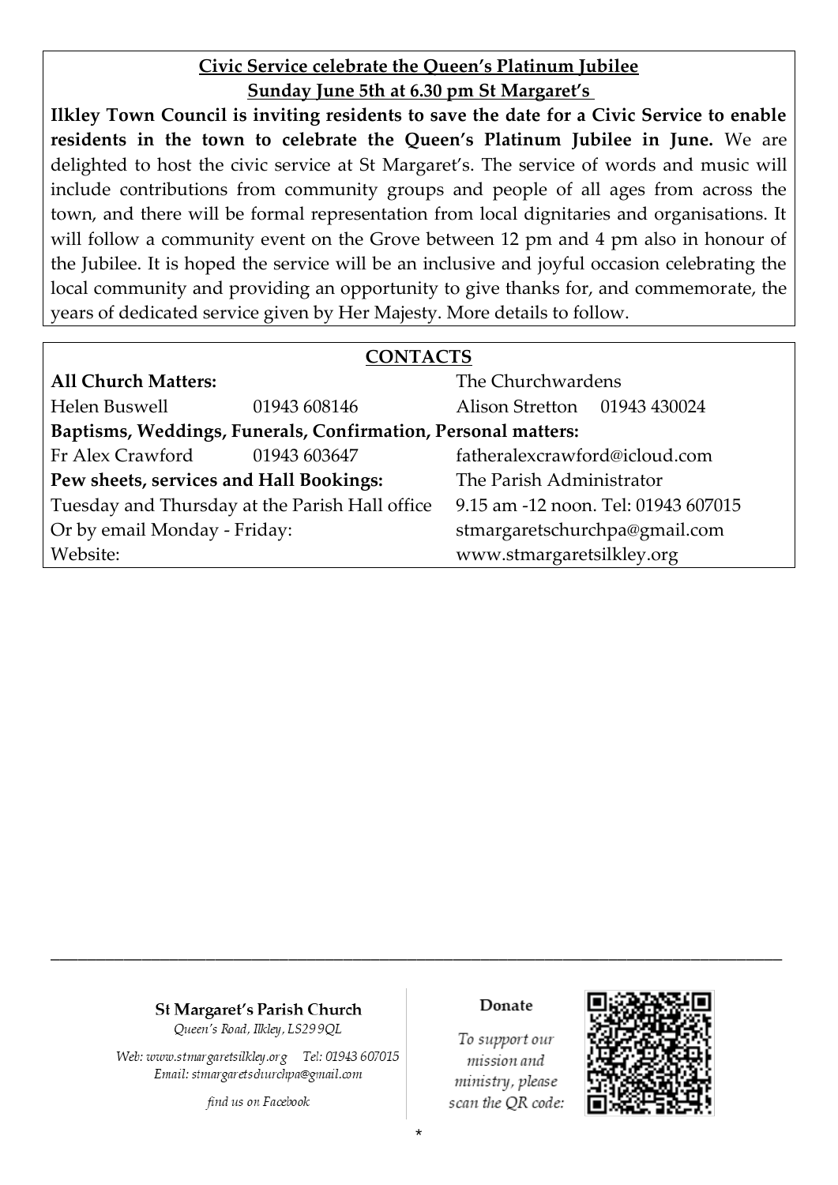**Civic Service celebrate the Queen's Platinum Jubilee**
**Sunday June 5th at 6.30 pm St Margaret's**

**Ilkley Town Council is inviting residents to save the date for a Civic Service to enable residents in the town to celebrate the Queen's Platinum Jubilee in June.** We are delighted to host the civic service at St Margaret's. The service of words and music will include contributions from community groups and people of all ages from across the town, and there will be formal representation from local dignitaries and organisations. It will follow a community event on the Grove between 12 pm and 4 pm also in honour of the Jubilee. It is hoped the service will be an inclusive and joyful occasion celebrating the local community and providing an opportunity to give thanks for, and commemorate, the years of dedicated service given by Her Majesty. More details to follow.

**CONTACTS**

| | | |
|---|---|---|
| **All Church Matters:** | | The Churchwardens |
| Helen Buswell | 01943 608146 | Alison Stretton 01943 430024 |
| **Baptisms, Weddings, Funerals, Confirmation, Personal matters:** | | |
| Fr Alex Crawford | 01943 603647 | fatheralexcrawford@icloud.com |
| **Pew sheets, services and Hall Bookings:** | | The Parish Administrator |
| Tuesday and Thursday at the Parish Hall office | | 9.15 am -12 noon. Tel: 01943 607015 |
| Or by email Monday - Friday: | | stmargaretschurchpa@gmail.com |
| Website: | | www.stmargaretsilkley.org |

**St Margaret's Parish Church**
*Queen's Road, Ilkley, LS29 9QL*

*Web: www.stmargaretsilkley.org Tel: 01943 607015*
*Email: stmargaretschurchpa@gmail.com*

*find us on Facebook*

**Donate**

*To support our mission and ministry, please scan the QR code:*

*